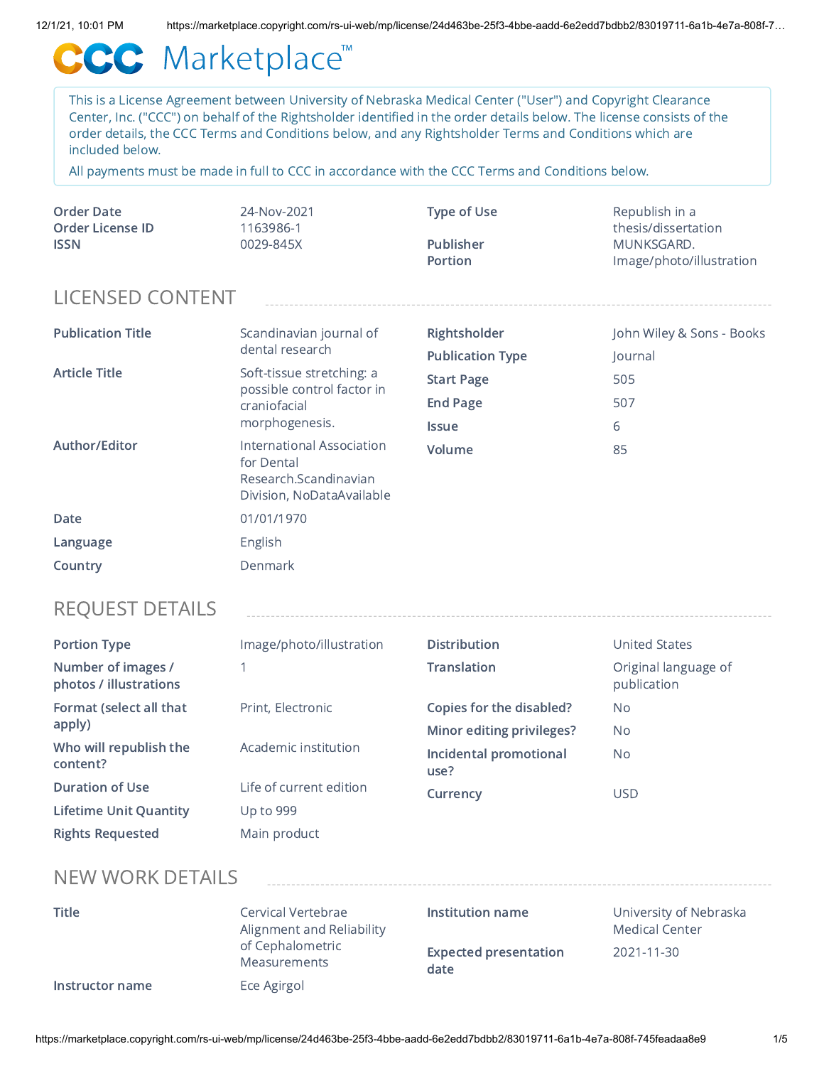# CCC Marketplace™

This is a License Agreement between University of Nebraska Medical Center ("User") and Copyright Clearance Center, Inc. ("CCC") on behalf of the Rightsholder identified in the order details below. The license consists of the order details, the CCC Terms and Conditions below, and any Rightsholder Terms and Conditions which are included below.

All payments must be made in full to CCC in accordance with the CCC Terms and Conditions below.

| | | | |
|---|---|---|---|
| **Order Date** | 24-Nov-2021 | **Type of Use** | Republish in a thesis/dissertation |
| **Order License ID** | 1163986-1 | **Publisher** | MUNKSGARD. |
| **ISSN** | 0029-845X | **Portion** | Image/photo/illustration |

## LICENSED CONTENT

| | | | |
|---|---|---|---|
| **Publication Title** | Scandinavian journal of dental research | **Rightsholder** | John Wiley & Sons - Books |
| **Article Title** | Soft-tissue stretching: a possible control factor in craniofacial morphogenesis. | **Publication Type** | Journal |
| | | **Start Page** | 505 |
| | | **End Page** | 507 |
| | | **Issue** | 6 |
| **Author/Editor** | International Association for Dental Research.Scandinavian Division, NoDataAvailable | **Volume** | 85 |
| **Date** | 01/01/1970 | | |
| **Language** | English | | |
| **Country** | Denmark | | |

## REQUEST DETAILS

| | | | |
|---|---|---|---|
| **Portion Type** | Image/photo/illustration | **Distribution** | United States |
| **Number of images / photos / illustrations** | 1 | **Translation** | Original language of publication |
| **Format (select all that apply)** | Print, Electronic | **Copies for the disabled?** | No |
| | | **Minor editing privileges?** | No |
| **Who will republish the content?** | Academic institution | **Incidental promotional use?** | No |
| **Duration of Use** | Life of current edition | **Currency** | USD |
| **Lifetime Unit Quantity** | Up to 999 | | |
| **Rights Requested** | Main product | | |

## NEW WORK DETAILS

| | | | |
|---|---|---|---|
| **Title** | Cervical Vertebrae Alignment and Reliability of Cephalometric Measurements | **Institution name** | University of Nebraska Medical Center |
| | | **Expected presentation date** | 2021-11-30 |
| **Instructor name** | Ece Agirgol | | |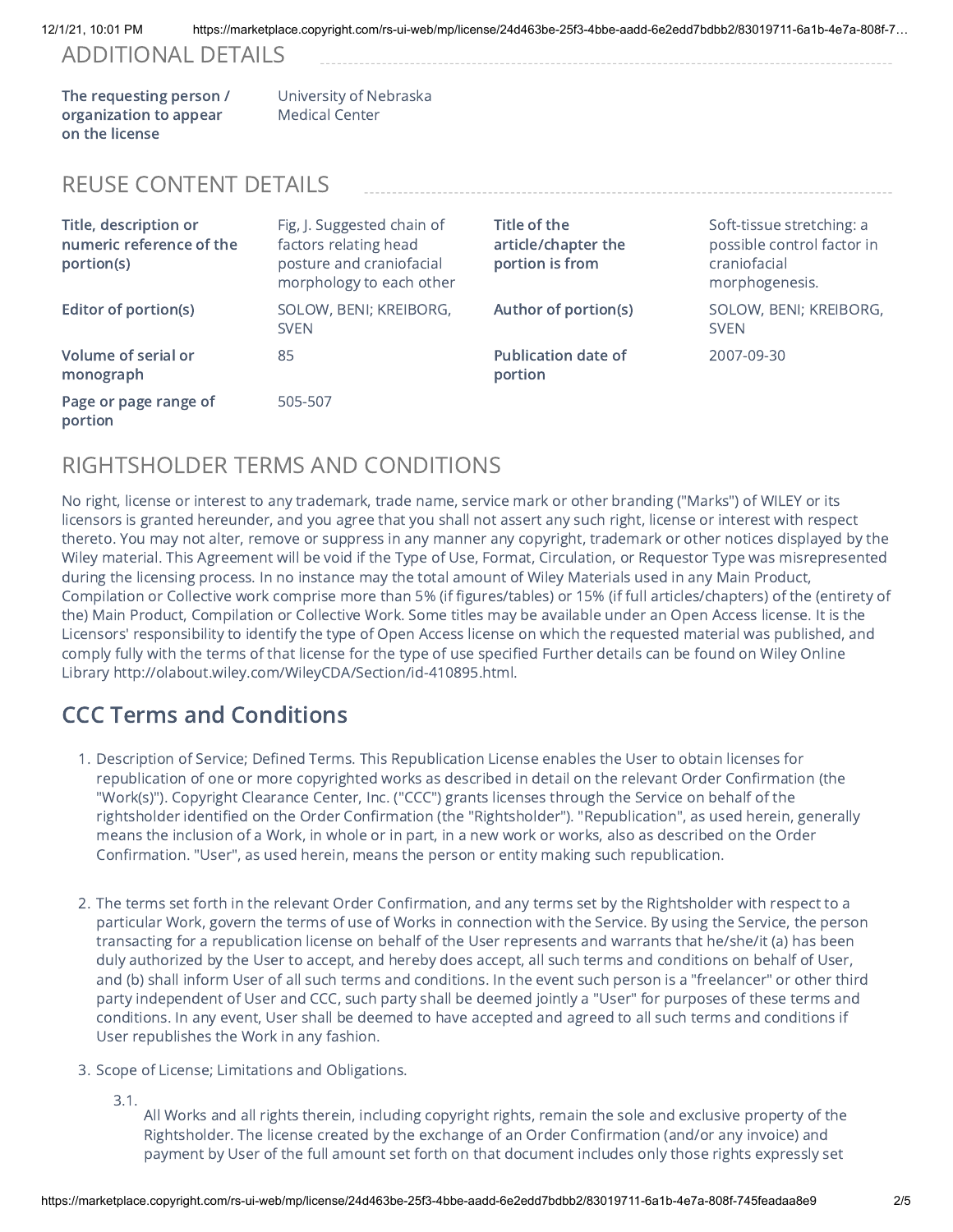## ADDITIONAL DETAILS

| | |
|---|---|
| **The requesting person / organization to appear on the license** | University of Nebraska Medical Center |

## REUSE CONTENT DETAILS

| | | | |
|---|---|---|---|
| **Title, description or numeric reference of the portion(s)** | Fig, J. Suggested chain of factors relating head posture and craniofacial morphology to each other | **Title of the article/chapter the portion is from** | Soft-tissue stretching: a possible control factor in craniofacial morphogenesis. |
| **Editor of portion(s)** | SOLOW, BENI; KREIBORG, SVEN | **Author of portion(s)** | SOLOW, BENI; KREIBORG, SVEN |
| **Volume of serial or monograph** | 85 | **Publication date of portion** | 2007-09-30 |
| **Page or page range of portion** | 505-507 | | |

## RIGHTSHOLDER TERMS AND CONDITIONS

No right, license or interest to any trademark, trade name, service mark or other branding ("Marks") of WILEY or its licensors is granted hereunder, and you agree that you shall not assert any such right, license or interest with respect thereto. You may not alter, remove or suppress in any manner any copyright, trademark or other notices displayed by the Wiley material. This Agreement will be void if the Type of Use, Format, Circulation, or Requestor Type was misrepresented during the licensing process. In no instance may the total amount of Wiley Materials used in any Main Product, Compilation or Collective work comprise more than 5% (if figures/tables) or 15% (if full articles/chapters) of the (entirety of the) Main Product, Compilation or Collective Work. Some titles may be available under an Open Access license. It is the Licensors' responsibility to identify the type of Open Access license on which the requested material was published, and comply fully with the terms of that license for the type of use specified Further details can be found on Wiley Online Library http://olabout.wiley.com/WileyCDA/Section/id-410895.html.

## CCC Terms and Conditions

1. Description of Service; Defined Terms. This Republication License enables the User to obtain licenses for republication of one or more copyrighted works as described in detail on the relevant Order Confirmation (the "Work(s)"). Copyright Clearance Center, Inc. ("CCC") grants licenses through the Service on behalf of the rightsholder identified on the Order Confirmation (the "Rightsholder"). "Republication", as used herein, generally means the inclusion of a Work, in whole or in part, in a new work or works, also as described on the Order Confirmation. "User", as used herein, means the person or entity making such republication.

2. The terms set forth in the relevant Order Confirmation, and any terms set by the Rightsholder with respect to a particular Work, govern the terms of use of Works in connection with the Service. By using the Service, the person transacting for a republication license on behalf of the User represents and warrants that he/she/it (a) has been duly authorized by the User to accept, and hereby does accept, all such terms and conditions on behalf of User, and (b) shall inform User of all such terms and conditions. In the event such person is a "freelancer" or other third party independent of User and CCC, such party shall be deemed jointly a "User" for purposes of these terms and conditions. In any event, User shall be deemed to have accepted and agreed to all such terms and conditions if User republishes the Work in any fashion.

3. Scope of License; Limitations and Obligations.

   3.1. All Works and all rights therein, including copyright rights, remain the sole and exclusive property of the Rightsholder. The license created by the exchange of an Order Confirmation (and/or any invoice) and payment by User of the full amount set forth on that document includes only those rights expressly set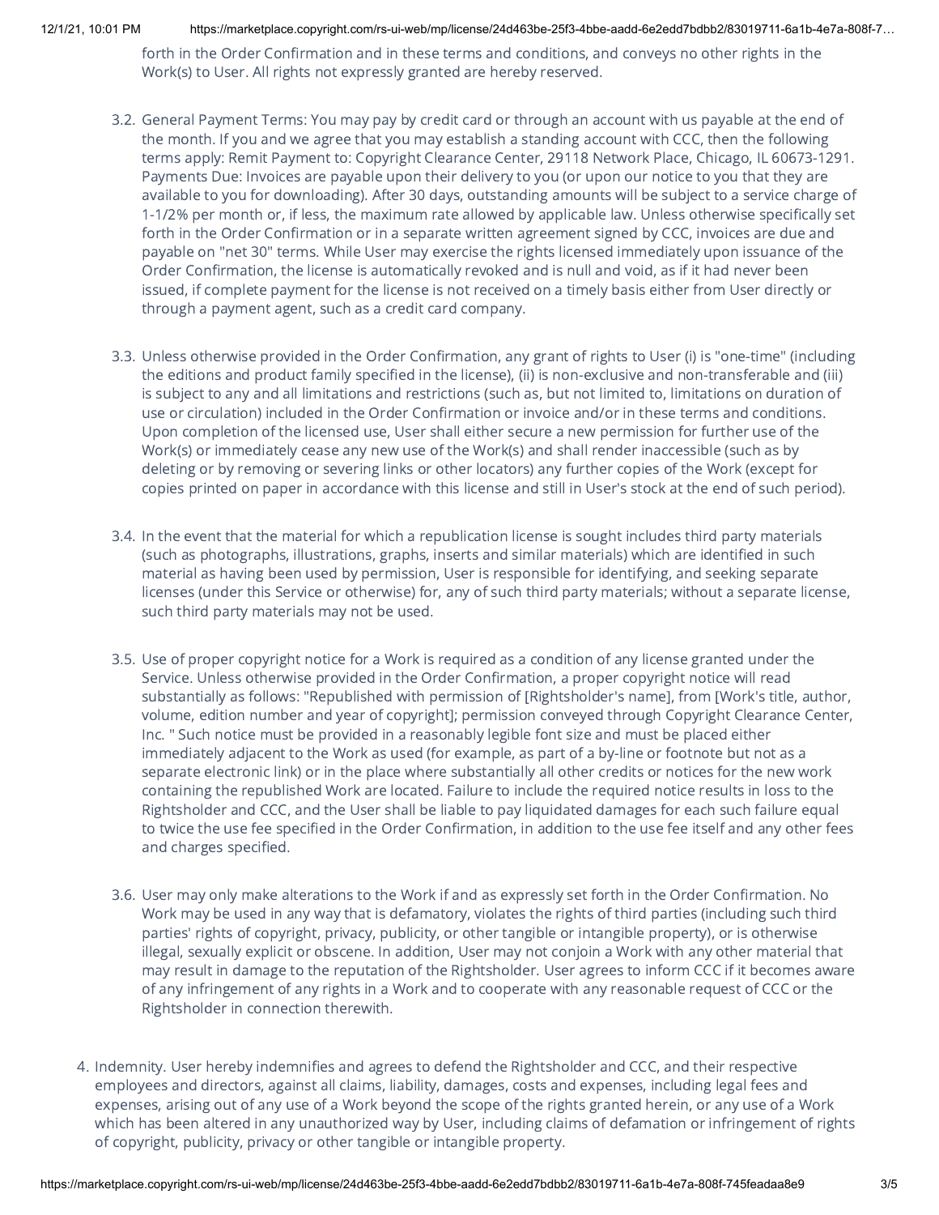forth in the Order Confirmation and in these terms and conditions, and conveys no other rights in the Work(s) to User. All rights not expressly granted are hereby reserved.

3.2. General Payment Terms: You may pay by credit card or through an account with us payable at the end of the month. If you and we agree that you may establish a standing account with CCC, then the following terms apply: Remit Payment to: Copyright Clearance Center, 29118 Network Place, Chicago, IL 60673-1291. Payments Due: Invoices are payable upon their delivery to you (or upon our notice to you that they are available to you for downloading). After 30 days, outstanding amounts will be subject to a service charge of 1-1/2% per month or, if less, the maximum rate allowed by applicable law. Unless otherwise specifically set forth in the Order Confirmation or in a separate written agreement signed by CCC, invoices are due and payable on "net 30" terms. While User may exercise the rights licensed immediately upon issuance of the Order Confirmation, the license is automatically revoked and is null and void, as if it had never been issued, if complete payment for the license is not received on a timely basis either from User directly or through a payment agent, such as a credit card company.

3.3. Unless otherwise provided in the Order Confirmation, any grant of rights to User (i) is "one-time" (including the editions and product family specified in the license), (ii) is non-exclusive and non-transferable and (iii) is subject to any and all limitations and restrictions (such as, but not limited to, limitations on duration of use or circulation) included in the Order Confirmation or invoice and/or in these terms and conditions. Upon completion of the licensed use, User shall either secure a new permission for further use of the Work(s) or immediately cease any new use of the Work(s) and shall render inaccessible (such as by deleting or by removing or severing links or other locators) any further copies of the Work (except for copies printed on paper in accordance with this license and still in User's stock at the end of such period).

3.4. In the event that the material for which a republication license is sought includes third party materials (such as photographs, illustrations, graphs, inserts and similar materials) which are identified in such material as having been used by permission, User is responsible for identifying, and seeking separate licenses (under this Service or otherwise) for, any of such third party materials; without a separate license, such third party materials may not be used.

3.5. Use of proper copyright notice for a Work is required as a condition of any license granted under the Service. Unless otherwise provided in the Order Confirmation, a proper copyright notice will read substantially as follows: "Republished with permission of [Rightsholder's name], from [Work's title, author, volume, edition number and year of copyright]; permission conveyed through Copyright Clearance Center, Inc. " Such notice must be provided in a reasonably legible font size and must be placed either immediately adjacent to the Work as used (for example, as part of a by-line or footnote but not as a separate electronic link) or in the place where substantially all other credits or notices for the new work containing the republished Work are located. Failure to include the required notice results in loss to the Rightsholder and CCC, and the User shall be liable to pay liquidated damages for each such failure equal to twice the use fee specified in the Order Confirmation, in addition to the use fee itself and any other fees and charges specified.

3.6. User may only make alterations to the Work if and as expressly set forth in the Order Confirmation. No Work may be used in any way that is defamatory, violates the rights of third parties (including such third parties' rights of copyright, privacy, publicity, or other tangible or intangible property), or is otherwise illegal, sexually explicit or obscene. In addition, User may not conjoin a Work with any other material that may result in damage to the reputation of the Rightsholder. User agrees to inform CCC if it becomes aware of any infringement of any rights in a Work and to cooperate with any reasonable request of CCC or the Rightsholder in connection therewith.

4. Indemnity. User hereby indemnifies and agrees to defend the Rightsholder and CCC, and their respective employees and directors, against all claims, liability, damages, costs and expenses, including legal fees and expenses, arising out of any use of a Work beyond the scope of the rights granted herein, or any use of a Work which has been altered in any unauthorized way by User, including claims of defamation or infringement of rights of copyright, publicity, privacy or other tangible or intangible property.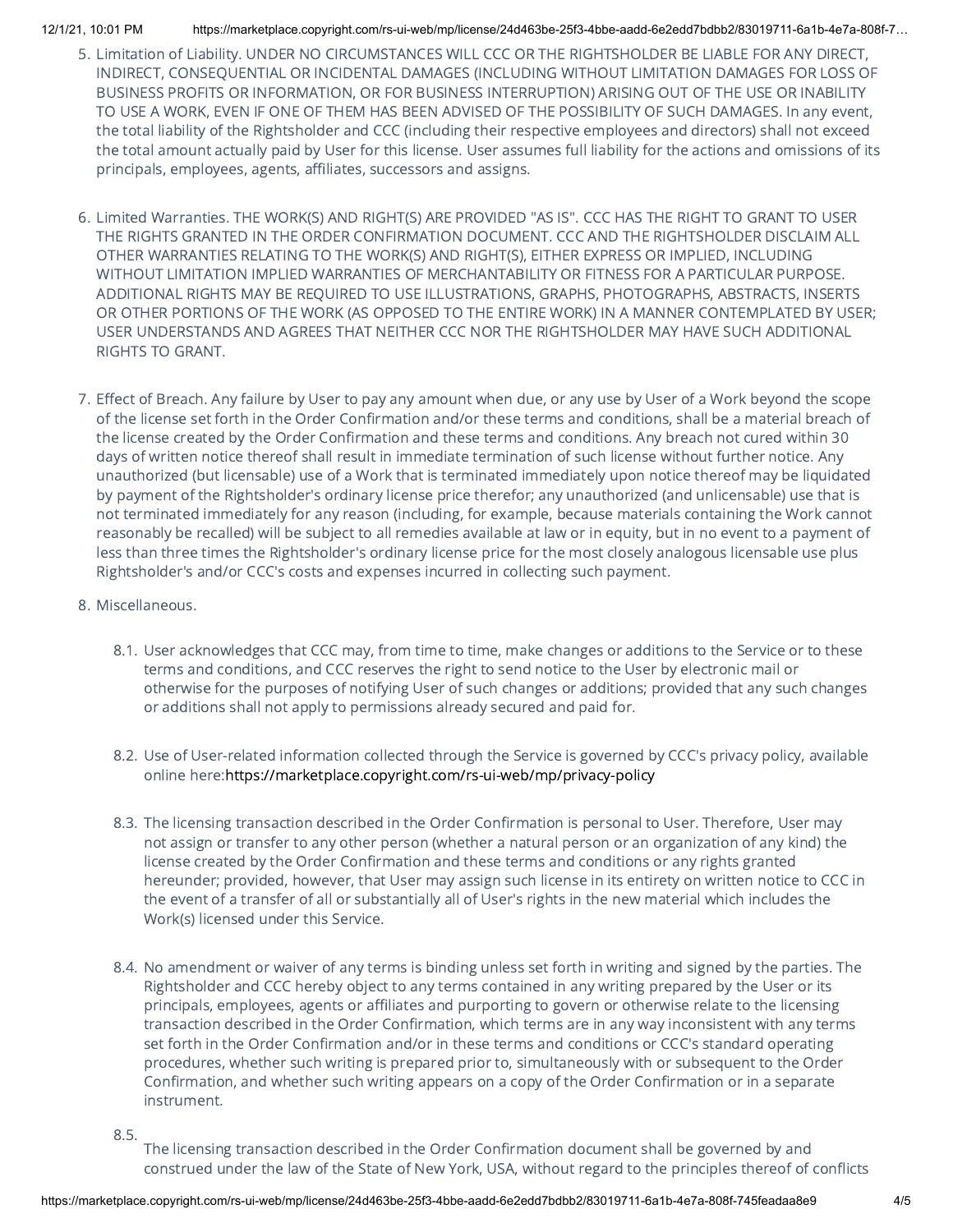5. Limitation of Liability. UNDER NO CIRCUMSTANCES WILL CCC OR THE RIGHTSHOLDER BE LIABLE FOR ANY DIRECT, INDIRECT, CONSEQUENTIAL OR INCIDENTAL DAMAGES (INCLUDING WITHOUT LIMITATION DAMAGES FOR LOSS OF BUSINESS PROFITS OR INFORMATION, OR FOR BUSINESS INTERRUPTION) ARISING OUT OF THE USE OR INABILITY TO USE A WORK, EVEN IF ONE OF THEM HAS BEEN ADVISED OF THE POSSIBILITY OF SUCH DAMAGES. In any event, the total liability of the Rightsholder and CCC (including their respective employees and directors) shall not exceed the total amount actually paid by User for this license. User assumes full liability for the actions and omissions of its principals, employees, agents, affiliates, successors and assigns.

6. Limited Warranties. THE WORK(S) AND RIGHT(S) ARE PROVIDED "AS IS". CCC HAS THE RIGHT TO GRANT TO USER THE RIGHTS GRANTED IN THE ORDER CONFIRMATION DOCUMENT. CCC AND THE RIGHTSHOLDER DISCLAIM ALL OTHER WARRANTIES RELATING TO THE WORK(S) AND RIGHT(S), EITHER EXPRESS OR IMPLIED, INCLUDING WITHOUT LIMITATION IMPLIED WARRANTIES OF MERCHANTABILITY OR FITNESS FOR A PARTICULAR PURPOSE. ADDITIONAL RIGHTS MAY BE REQUIRED TO USE ILLUSTRATIONS, GRAPHS, PHOTOGRAPHS, ABSTRACTS, INSERTS OR OTHER PORTIONS OF THE WORK (AS OPPOSED TO THE ENTIRE WORK) IN A MANNER CONTEMPLATED BY USER; USER UNDERSTANDS AND AGREES THAT NEITHER CCC NOR THE RIGHTSHOLDER MAY HAVE SUCH ADDITIONAL RIGHTS TO GRANT.

7. Effect of Breach. Any failure by User to pay any amount when due, or any use by User of a Work beyond the scope of the license set forth in the Order Confirmation and/or these terms and conditions, shall be a material breach of the license created by the Order Confirmation and these terms and conditions. Any breach not cured within 30 days of written notice thereof shall result in immediate termination of such license without further notice. Any unauthorized (but licensable) use of a Work that is terminated immediately upon notice thereof may be liquidated by payment of the Rightsholder's ordinary license price therefor; any unauthorized (and unlicensable) use that is not terminated immediately for any reason (including, for example, because materials containing the Work cannot reasonably be recalled) will be subject to all remedies available at law or in equity, but in no event to a payment of less than three times the Rightsholder's ordinary license price for the most closely analogous licensable use plus Rightsholder's and/or CCC's costs and expenses incurred in collecting such payment.

8. Miscellaneous.

   8.1. User acknowledges that CCC may, from time to time, make changes or additions to the Service or to these terms and conditions, and CCC reserves the right to send notice to the User by electronic mail or otherwise for the purposes of notifying User of such changes or additions; provided that any such changes or additions shall not apply to permissions already secured and paid for.

   8.2. Use of User-related information collected through the Service is governed by CCC's privacy policy, available online here:https://marketplace.copyright.com/rs-ui-web/mp/privacy-policy

   8.3. The licensing transaction described in the Order Confirmation is personal to User. Therefore, User may not assign or transfer to any other person (whether a natural person or an organization of any kind) the license created by the Order Confirmation and these terms and conditions or any rights granted hereunder; provided, however, that User may assign such license in its entirety on written notice to CCC in the event of a transfer of all or substantially all of User's rights in the new material which includes the Work(s) licensed under this Service.

   8.4. No amendment or waiver of any terms is binding unless set forth in writing and signed by the parties. The Rightsholder and CCC hereby object to any terms contained in any writing prepared by the User or its principals, employees, agents or affiliates and purporting to govern or otherwise relate to the licensing transaction described in the Order Confirmation, which terms are in any way inconsistent with any terms set forth in the Order Confirmation and/or in these terms and conditions or CCC's standard operating procedures, whether such writing is prepared prior to, simultaneously with or subsequent to the Order Confirmation, and whether such writing appears on a copy of the Order Confirmation or in a separate instrument.

   8.5. The licensing transaction described in the Order Confirmation document shall be governed by and construed under the law of the State of New York, USA, without regard to the principles thereof of conflicts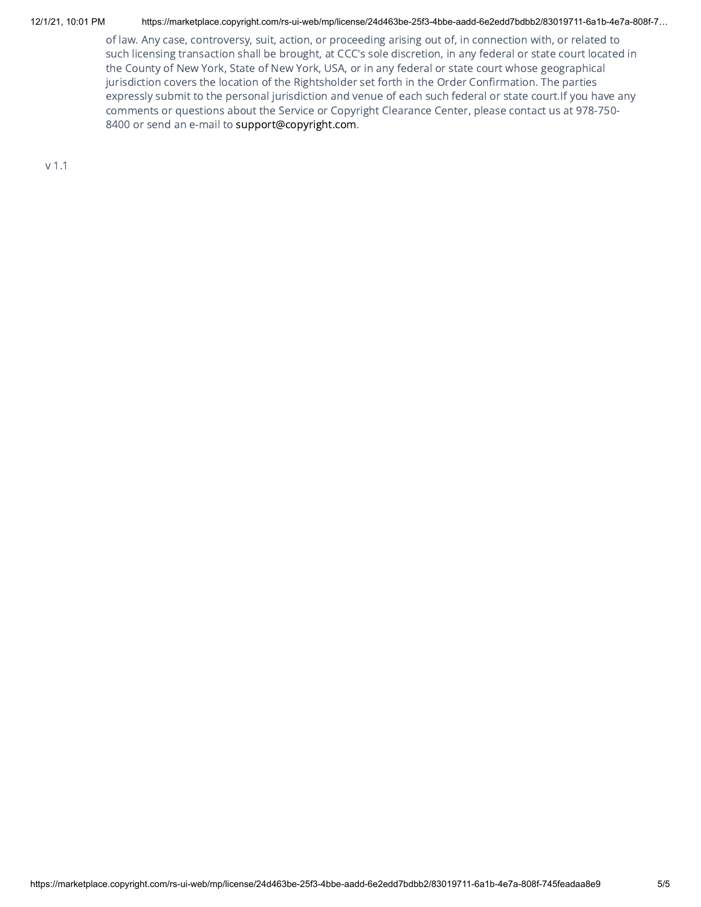of law. Any case, controversy, suit, action, or proceeding arising out of, in connection with, or related to such licensing transaction shall be brought, at CCC's sole discretion, in any federal or state court located in the County of New York, State of New York, USA, or in any federal or state court whose geographical jurisdiction covers the location of the Rightsholder set forth in the Order Confirmation. The parties expressly submit to the personal jurisdiction and venue of each such federal or state court.If you have any comments or questions about the Service or Copyright Clearance Center, please contact us at 978-750-8400 or send an e-mail to support@copyright.com.

v 1.1